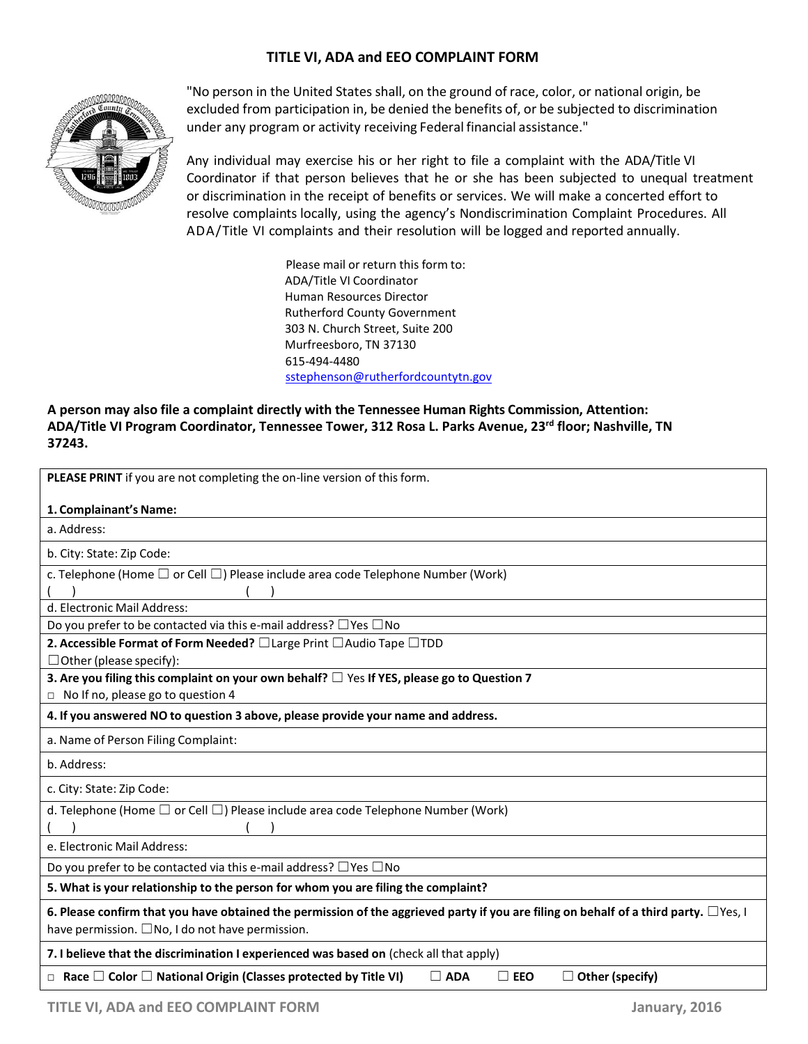# TITLE VI, ADA and EEO COMPLAINT FORM

"No person in the United States shall, on the ground of race, color, or national origin, be excluded from participation in, be denied the benefits of, or be subjected to discrimination under any program or activity receiving Federal financial assistance."

Any individual may exercise his or her right to file a complaint with the ADA/Title VI Coordinator if that person believes that he or she has been subjected to unequal treatment or discrimination in the receipt of benefits or services. We will make a concerted effort to resolve complaints locally, using the agency's Nondiscrimination Complaint Procedures. All ADA/Title VI complaints and their resolution will be logged and reported annually.

Please mail or return this form to:
ADA/Title VI Coordinator
Human Resources Director
Rutherford County Government
303 N. Church Street, Suite 200
Murfreesboro, TN 37130
615-494-4480
sstephenson@rutherfordcountytn.gov

**A person may also file a complaint directly with the Tennessee Human Rights Commission, Attention: ADA/Title VI Program Coordinator, Tennessee Tower, 312 Rosa L. Parks Avenue, 23rd floor; Nashville, TN 37243.**

**PLEASE PRINT** if you are not completing the on-line version of this form.

**1. Complainant's Name:**

a. Address:

b. City: State: Zip Code:

c. Telephone (Home ☐ or Cell ☐) Please include area code Telephone Number (Work)
( ) ( )

d. Electronic Mail Address:

Do you prefer to be contacted via this e-mail address? ☐Yes ☐No

**2. Accessible Format of Form Needed?** ☐Large Print ☐Audio Tape ☐TDD
☐Other (please specify):

**3. Are you filing this complaint on your own behalf?** ☐ Yes **If YES, please go to Question 7**
☐ No If no, please go to question 4

**4. If you answered NO to question 3 above, please provide your name and address.**

a. Name of Person Filing Complaint:

b. Address:

c. City: State: Zip Code:

d. Telephone (Home ☐ or Cell ☐) Please include area code Telephone Number (Work)
( ) ( )

e. Electronic Mail Address:

Do you prefer to be contacted via this e-mail address? ☐Yes ☐No

**5. What is your relationship to the person for whom you are filing the complaint?**

**6. Please confirm that you have obtained the permission of the aggrieved party if you are filing on behalf of a third party.** ☐Yes, I have permission. ☐No, I do not have permission.

**7. I believe that the discrimination I experienced was based on** (check all that apply)

☐ **Race** ☐ **Color** ☐ **National Origin (Classes protected by Title VI)** ☐ **ADA** ☐ **EEO** ☐ **Other (specify)**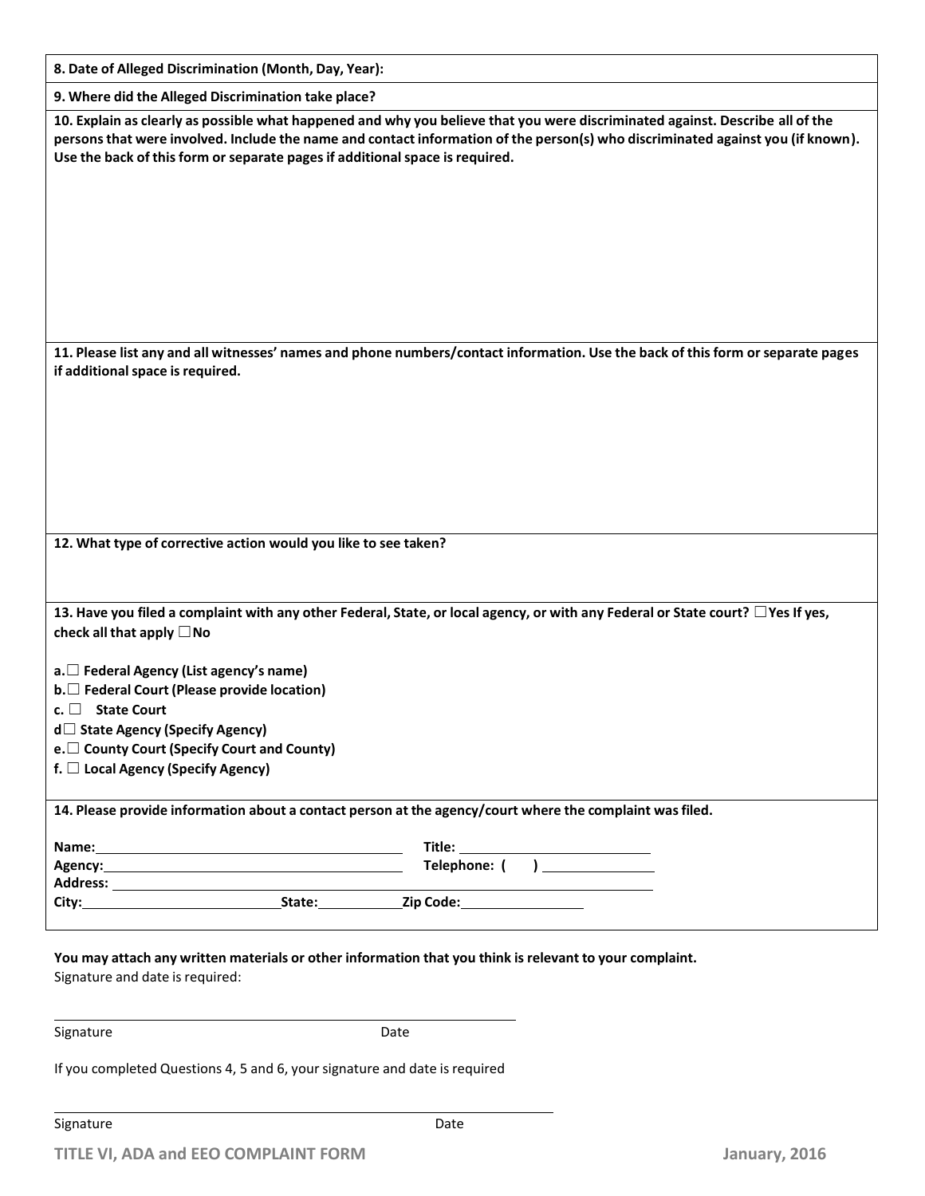**8. Date of Alleged Discrimination (Month, Day, Year):**

**9. Where did the Alleged Discrimination take place?**

**10. Explain as clearly as possible what happened and why you believe that you were discriminated against. Describe all of the persons that were involved. Include the name and contact information of the person(s) who discriminated against you (if known). Use the back of this form or separate pages if additional space is required.**

**11. Please list any and all witnesses' names and phone numbers/contact information. Use the back of this form or separate pages if additional space is required.**

**12. What type of corrective action would you like to see taken?**

**13. Have you filed a complaint with any other Federal, State, or local agency, or with any Federal or State court? ☐Yes If yes, check all that apply ☐No**

**a.☐ Federal Agency (List agency's name)**
**b.☐ Federal Court (Please provide location)**
**c. ☐ State Court**
**d☐ State Agency (Specify Agency)**
**e.☐ County Court (Specify Court and County)**
**f. ☐ Local Agency (Specify Agency)**

**14. Please provide information about a contact person at the agency/court where the complaint was filed.**

**Name:** ______________________ **Title:** ______________________
**Agency:** ______________________ **Telephone: (  )** ______________________
**Address:** ______________________
**City:** ______________ **State:** ________ **Zip Code:** ____________

**You may attach any written materials or other information that you think is relevant to your complaint.**
Signature and date is required:

______________________________________________

Signature                                        Date

If you completed Questions 4, 5 and 6, your signature and date is required

______________________________________________

Signature                                        Date

**TITLE VI, ADA and EEO COMPLAINT FORM** **January, 2016**